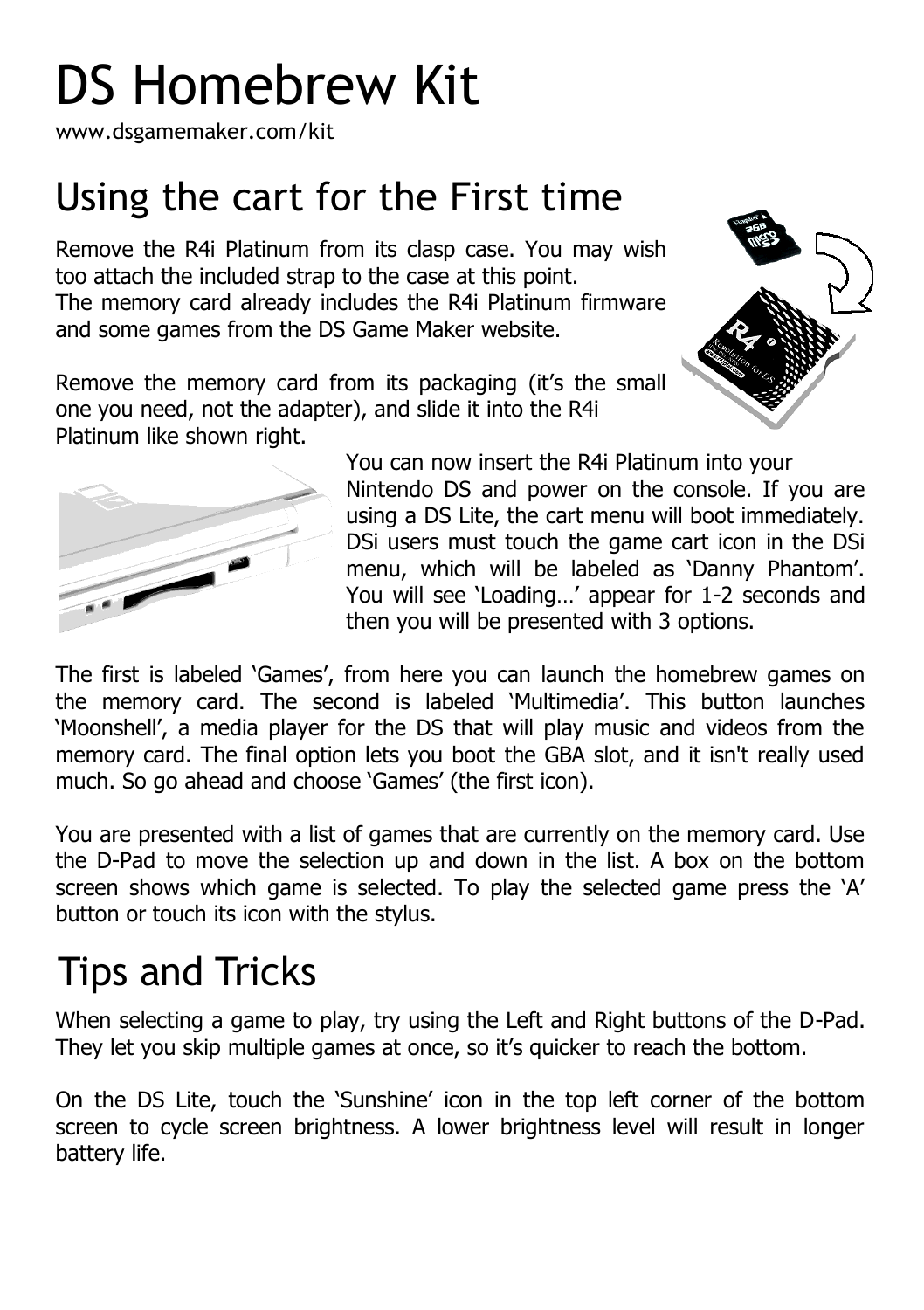# DS Homebrew Kit

www.dsgamemaker.com/kit

## Using the cart for the First time

Remove the R4i Platinum from its clasp case. You may wish too attach the included strap to the case at this point.
The memory card already includes the R4i Platinum firmware and some games from the DS Game Maker website.

Remove the memory card from its packaging (it's the small one you need, not the adapter), and slide it into the R4i Platinum like shown right.

You can now insert the R4i Platinum into your Nintendo DS and power on the console. If you are using a DS Lite, the cart menu will boot immediately. DSi users must touch the game cart icon in the DSi menu, which will be labeled as 'Danny Phantom'. You will see 'Loading…' appear for 1-2 seconds and then you will be presented with 3 options.

The first is labeled 'Games', from here you can launch the homebrew games on the memory card. The second is labeled 'Multimedia'. This button launches 'Moonshell', a media player for the DS that will play music and videos from the memory card. The final option lets you boot the GBA slot, and it isn't really used much. So go ahead and choose 'Games' (the first icon).

You are presented with a list of games that are currently on the memory card. Use the D-Pad to move the selection up and down in the list. A box on the bottom screen shows which game is selected. To play the selected game press the 'A' button or touch its icon with the stylus.

## Tips and Tricks

When selecting a game to play, try using the Left and Right buttons of the D-Pad. They let you skip multiple games at once, so it's quicker to reach the bottom.

On the DS Lite, touch the 'Sunshine' icon in the top left corner of the bottom screen to cycle screen brightness. A lower brightness level will result in longer battery life.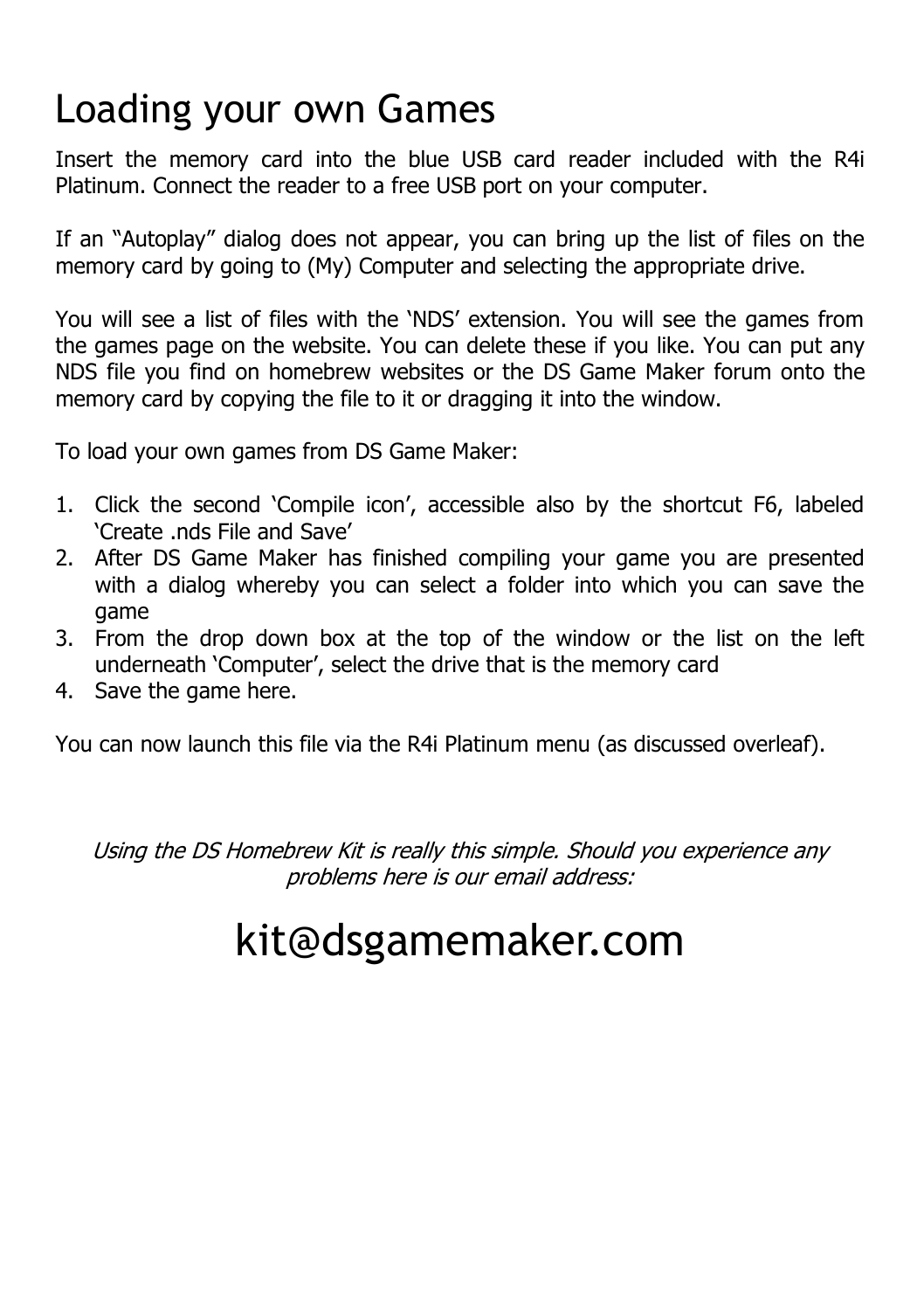# Loading your own Games

Insert the memory card into the blue USB card reader included with the R4i Platinum. Connect the reader to a free USB port on your computer.

If an "Autoplay" dialog does not appear, you can bring up the list of files on the memory card by going to (My) Computer and selecting the appropriate drive.

You will see a list of files with the 'NDS' extension. You will see the games from the games page on the website. You can delete these if you like. You can put any NDS file you find on homebrew websites or the DS Game Maker forum onto the memory card by copying the file to it or dragging it into the window.

To load your own games from DS Game Maker:

1. Click the second 'Compile icon', accessible also by the shortcut F6, labeled 'Create .nds File and Save'
2. After DS Game Maker has finished compiling your game you are presented with a dialog whereby you can select a folder into which you can save the game
3. From the drop down box at the top of the window or the list on the left underneath 'Computer', select the drive that is the memory card
4. Save the game here.

You can now launch this file via the R4i Platinum menu (as discussed overleaf).

*Using the DS Homebrew Kit is really this simple. Should you experience any problems here is our email address:*

## kit@dsgamemaker.com